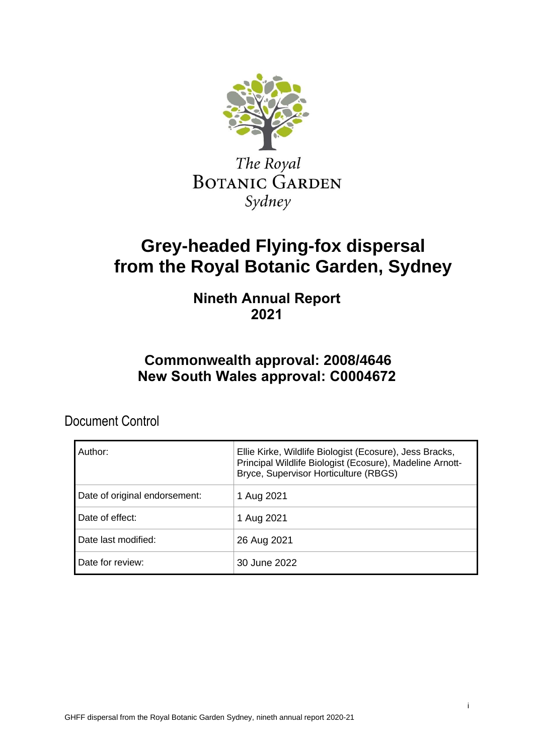The Royal
BOTANIC GARDEN
Sydney

# Grey-headed Flying-fox dispersal from the Royal Botanic Garden, Sydney

## Nineth Annual Report 2021

## Commonwealth approval: 2008/4646
## New South Wales approval: C0004672

## Document Control

| | |
|---|---|
| Author: | Ellie Kirke, Wildlife Biologist (Ecosure), Jess Bracks, Principal Wildlife Biologist (Ecosure), Madeline Arnott-Bryce, Supervisor Horticulture (RBGS) |
| Date of original endorsement: | 1 Aug 2021 |
| Date of effect: | 1 Aug 2021 |
| Date last modified: | 26 Aug 2021 |
| Date for review: | 30 June 2022 |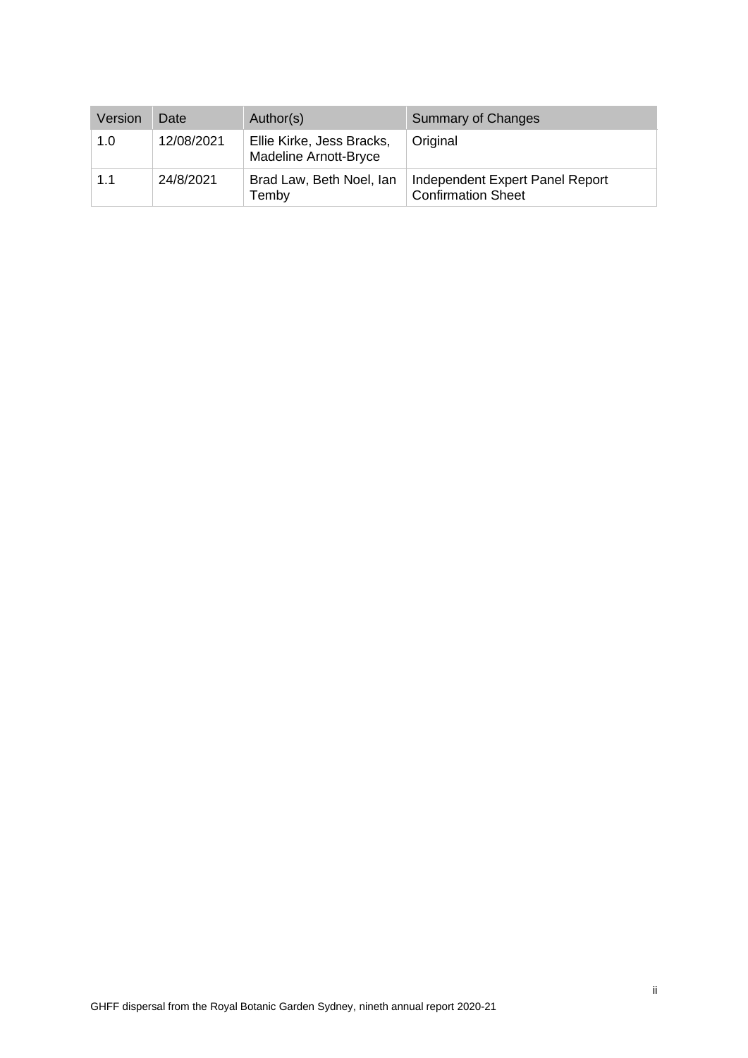| Version | Date | Author(s) | Summary of Changes |
|---|---|---|---|
| 1.0 | 12/08/2021 | Ellie Kirke, Jess Bracks, Madeline Arnott-Bryce | Original |
| 1.1 | 24/8/2021 | Brad Law, Beth Noel, Ian Temby | Independent Expert Panel Report Confirmation Sheet |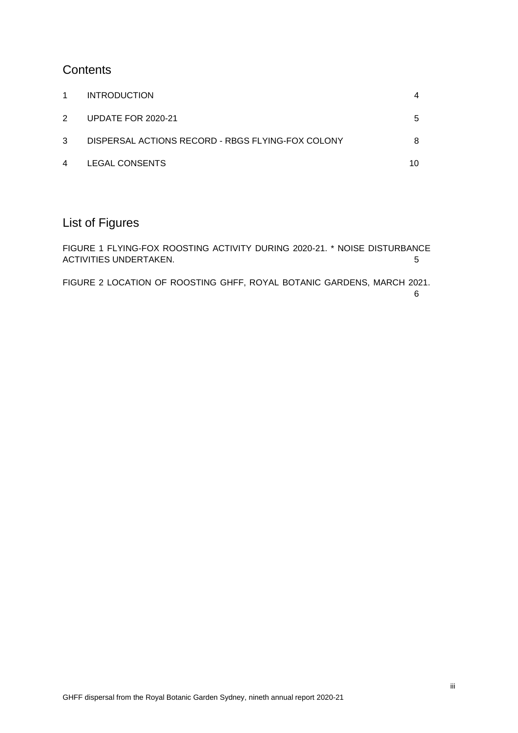## Contents

| | | |
|---|---|---|
| 1 | INTRODUCTION | 4 |
| 2 | UPDATE FOR 2020-21 | 5 |
| 3 | DISPERSAL ACTIONS RECORD - RBGS FLYING-FOX COLONY | 8 |
| 4 | LEGAL CONSENTS | 10 |

## List of Figures

FIGURE 1 FLYING-FOX ROOSTING ACTIVITY DURING 2020-21. * NOISE DISTURBANCE ACTIVITIES UNDERTAKEN. 5

FIGURE 2 LOCATION OF ROOSTING GHFF, ROYAL BOTANIC GARDENS, MARCH 2021. 6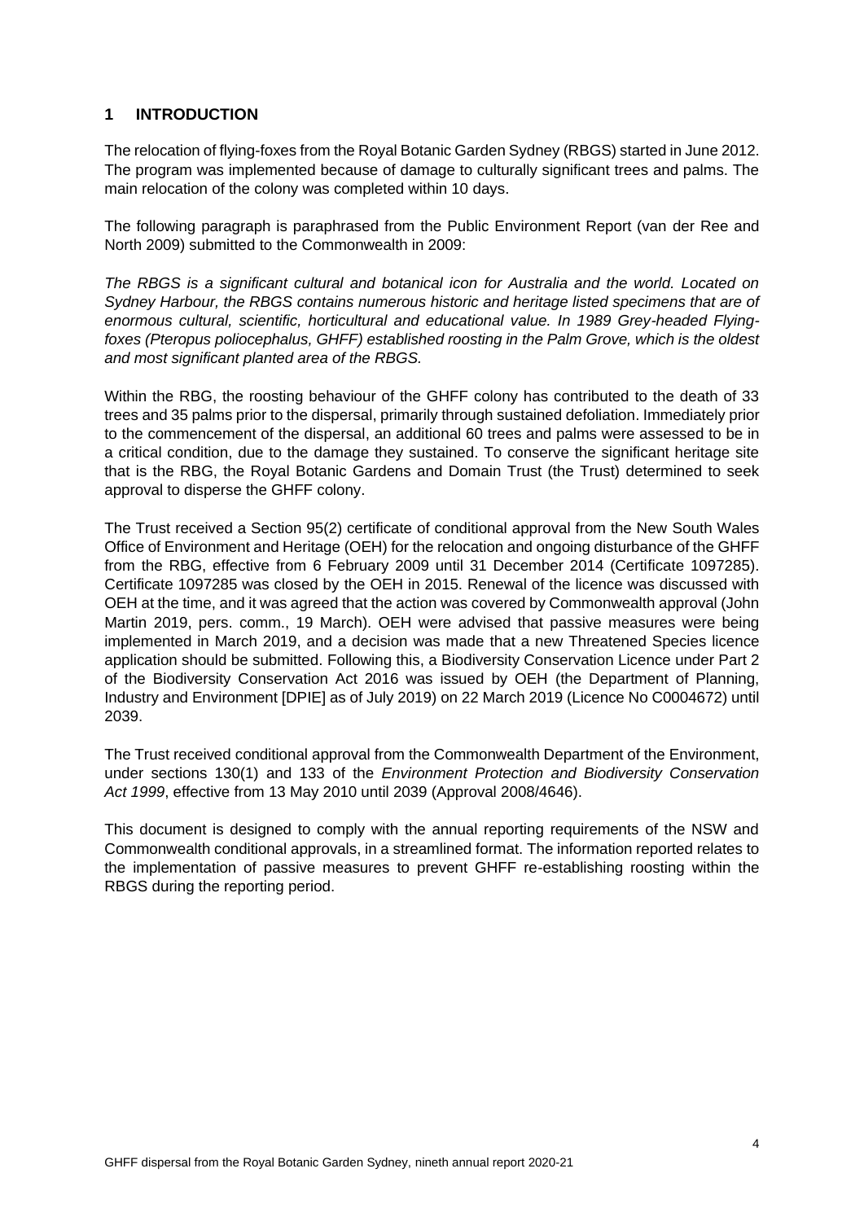# 1 INTRODUCTION

The relocation of flying-foxes from the Royal Botanic Garden Sydney (RBGS) started in June 2012. The program was implemented because of damage to culturally significant trees and palms. The main relocation of the colony was completed within 10 days.

The following paragraph is paraphrased from the Public Environment Report (van der Ree and North 2009) submitted to the Commonwealth in 2009:

*The RBGS is a significant cultural and botanical icon for Australia and the world. Located on Sydney Harbour, the RBGS contains numerous historic and heritage listed specimens that are of enormous cultural, scientific, horticultural and educational value. In 1989 Grey-headed Flying-foxes (Pteropus poliocephalus, GHFF) established roosting in the Palm Grove, which is the oldest and most significant planted area of the RBGS.*

Within the RBG, the roosting behaviour of the GHFF colony has contributed to the death of 33 trees and 35 palms prior to the dispersal, primarily through sustained defoliation. Immediately prior to the commencement of the dispersal, an additional 60 trees and palms were assessed to be in a critical condition, due to the damage they sustained. To conserve the significant heritage site that is the RBG, the Royal Botanic Gardens and Domain Trust (the Trust) determined to seek approval to disperse the GHFF colony.

The Trust received a Section 95(2) certificate of conditional approval from the New South Wales Office of Environment and Heritage (OEH) for the relocation and ongoing disturbance of the GHFF from the RBG, effective from 6 February 2009 until 31 December 2014 (Certificate 1097285). Certificate 1097285 was closed by the OEH in 2015. Renewal of the licence was discussed with OEH at the time, and it was agreed that the action was covered by Commonwealth approval (John Martin 2019, pers. comm., 19 March). OEH were advised that passive measures were being implemented in March 2019, and a decision was made that a new Threatened Species licence application should be submitted. Following this, a Biodiversity Conservation Licence under Part 2 of the Biodiversity Conservation Act 2016 was issued by OEH (the Department of Planning, Industry and Environment [DPIE] as of July 2019) on 22 March 2019 (Licence No C0004672) until 2039.

The Trust received conditional approval from the Commonwealth Department of the Environment, under sections 130(1) and 133 of the *Environment Protection and Biodiversity Conservation Act 1999*, effective from 13 May 2010 until 2039 (Approval 2008/4646).

This document is designed to comply with the annual reporting requirements of the NSW and Commonwealth conditional approvals, in a streamlined format. The information reported relates to the implementation of passive measures to prevent GHFF re-establishing roosting within the RBGS during the reporting period.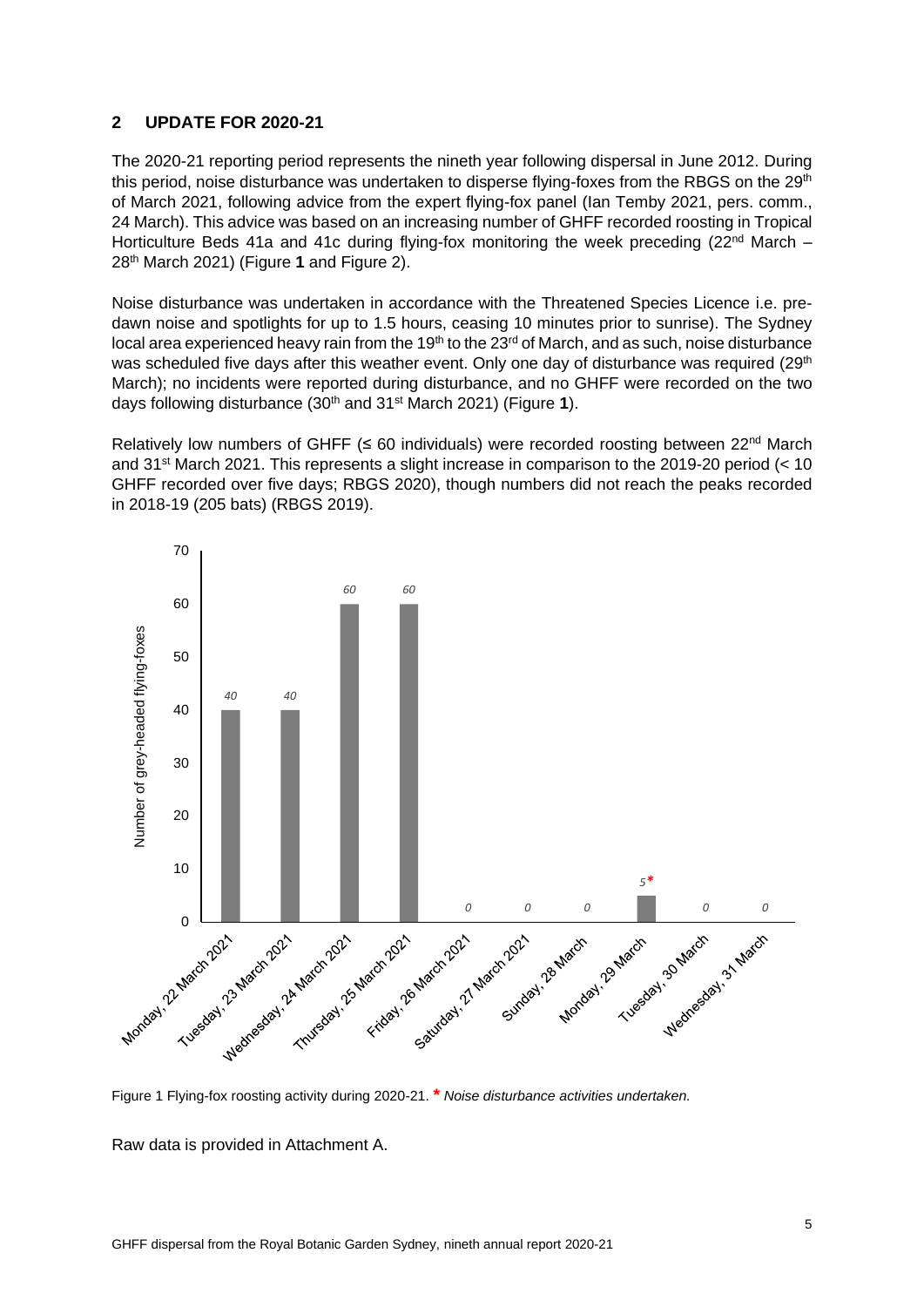## 2 UPDATE FOR 2020-21

The 2020-21 reporting period represents the nineth year following dispersal in June 2012. During this period, noise disturbance was undertaken to disperse flying-foxes from the RBGS on the 29th of March 2021, following advice from the expert flying-fox panel (Ian Temby 2021, pers. comm., 24 March). This advice was based on an increasing number of GHFF recorded roosting in Tropical Horticulture Beds 41a and 41c during flying-fox monitoring the week preceding (22nd March – 28th March 2021) (Figure **1** and Figure 2).

Noise disturbance was undertaken in accordance with the Threatened Species Licence i.e. pre-dawn noise and spotlights for up to 1.5 hours, ceasing 10 minutes prior to sunrise). The Sydney local area experienced heavy rain from the 19th to the 23rd of March, and as such, noise disturbance was scheduled five days after this weather event. Only one day of disturbance was required (29th March); no incidents were reported during disturbance, and no GHFF were recorded on the two days following disturbance (30th and 31st March 2021) (Figure **1**).

Relatively low numbers of GHFF (≤ 60 individuals) were recorded roosting between 22nd March and 31st March 2021. This represents a slight increase in comparison to the 2019-20 period (< 10 GHFF recorded over five days; RBGS 2020), though numbers did not reach the peaks recorded in 2018-19 (205 bats) (RBGS 2019).

Number of grey-headed flying-foxes

0
10
20
30
40
50
60
70

40
40
60
60
0
0
0
5*
0
0

Monday, 22 March 2021
Tuesday, 23 March 2021
Wednesday, 24 March 2021
Thursday, 25 March 2021
Friday, 26 March 2021
Saturday, 27 March 2021
Sunday, 28 March
Monday, 29 March
Tuesday, 30 March
Wednesday, 31 March

Figure 1 Flying-fox roosting activity during 2020-21. * *Noise disturbance activities undertaken.*

Raw data is provided in Attachment A.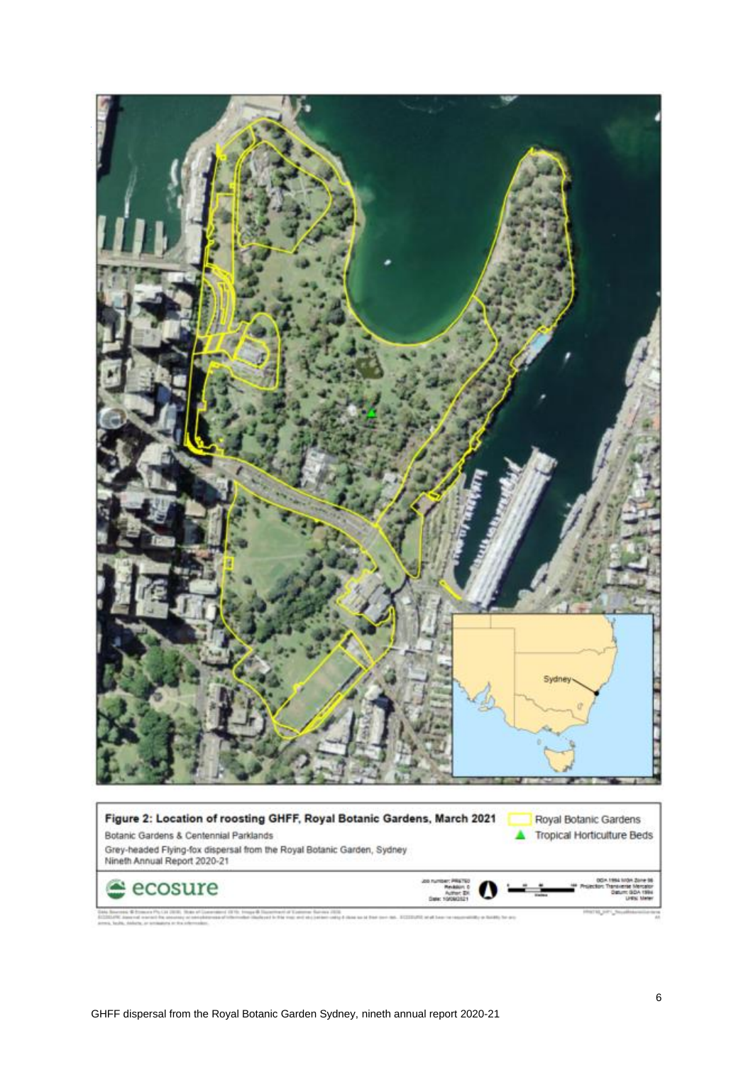Figure 2: Location of roosting GHFF, Royal Botanic Gardens, March 2021

Botanic Gardens & Centennial Parklands

Grey-headed Flying-fox dispersal from the Royal Botanic Garden, Sydney

Nineth Annual Report 2020-21

Royal Botanic Gardens

Tropical Horticulture Beds

Sydney

ecosure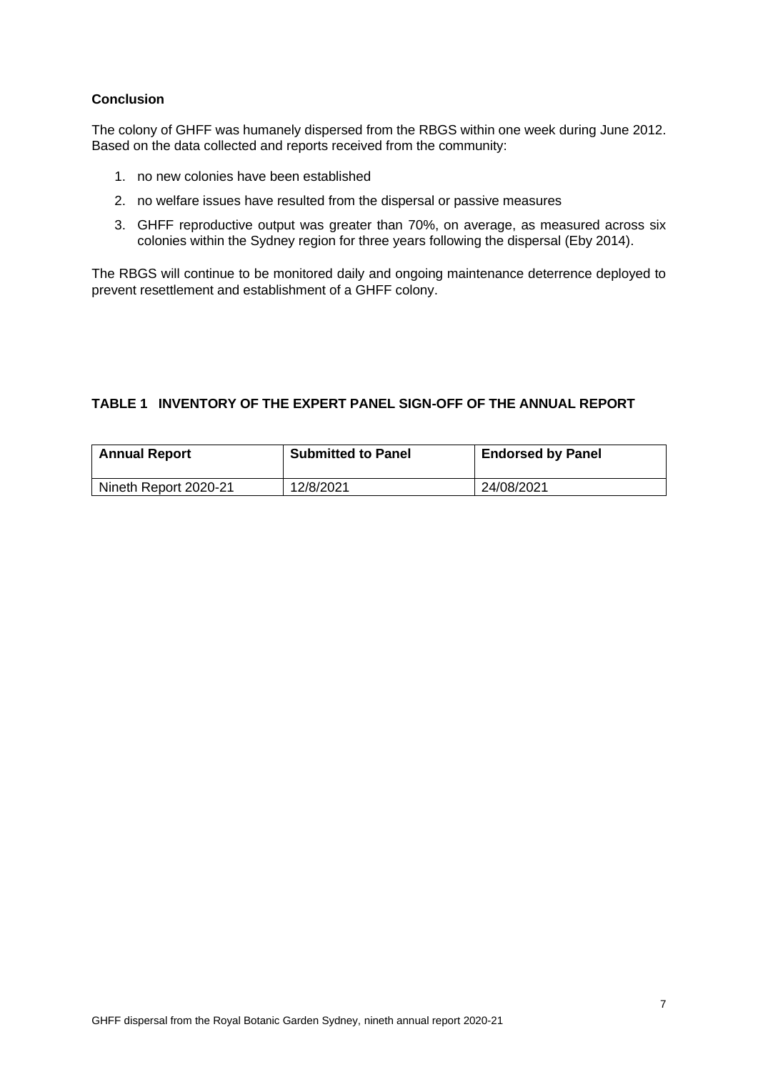**Conclusion**

The colony of GHFF was humanely dispersed from the RBGS within one week during June 2012. Based on the data collected and reports received from the community:

1. no new colonies have been established
2. no welfare issues have resulted from the dispersal or passive measures
3. GHFF reproductive output was greater than 70%, on average, as measured across six colonies within the Sydney region for three years following the dispersal (Eby 2014).

The RBGS will continue to be monitored daily and ongoing maintenance deterrence deployed to prevent resettlement and establishment of a GHFF colony.

**TABLE 1 INVENTORY OF THE EXPERT PANEL SIGN-OFF OF THE ANNUAL REPORT**

| Annual Report | Submitted to Panel | Endorsed by Panel |
|---|---|---|
| Nineth Report 2020-21 | 12/8/2021 | 24/08/2021 |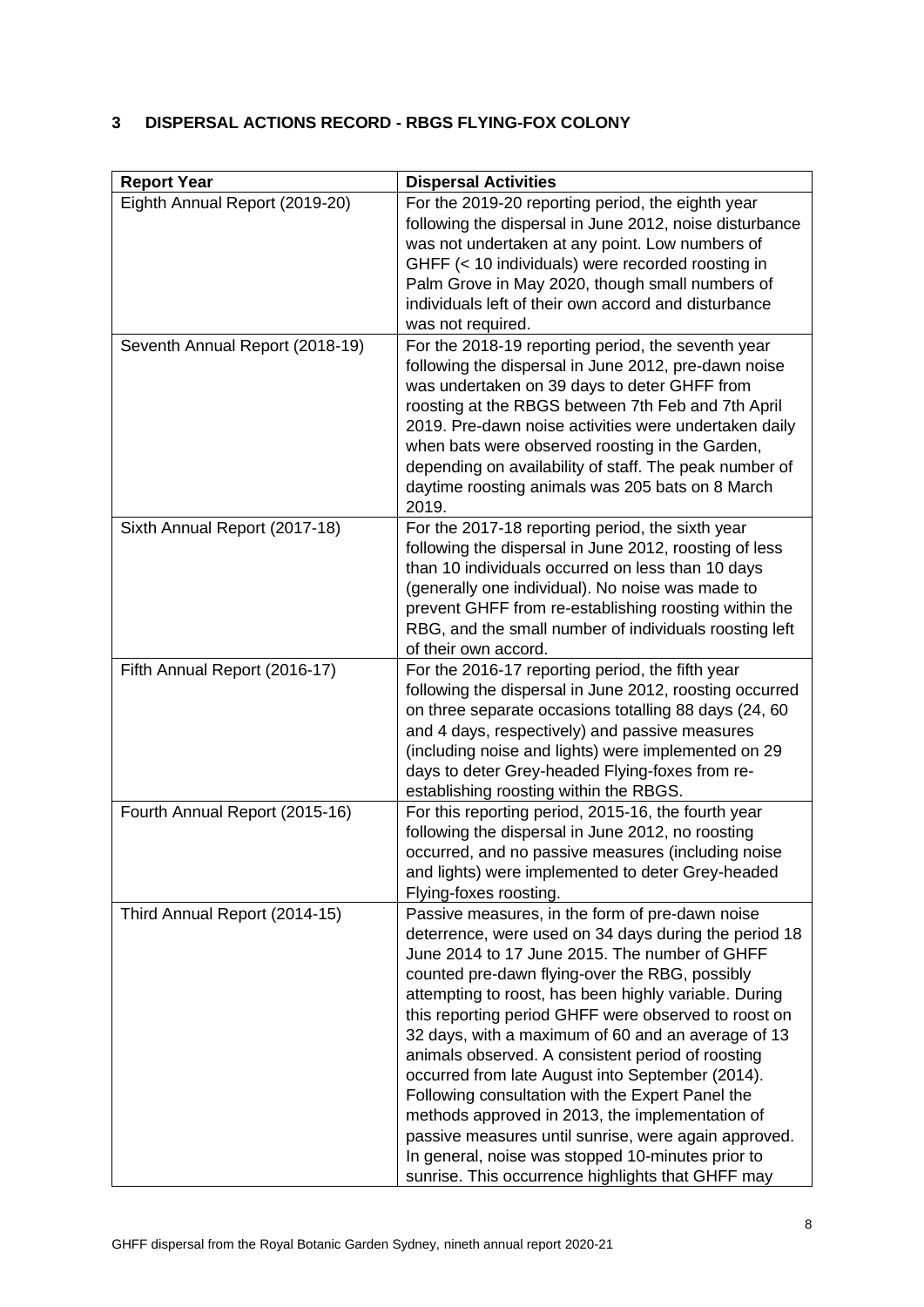## 3 DISPERSAL ACTIONS RECORD - RBGS FLYING-FOX COLONY

| Report Year | Dispersal Activities |
|---|---|
| Eighth Annual Report (2019-20) | For the 2019-20 reporting period, the eighth year following the dispersal in June 2012, noise disturbance was not undertaken at any point. Low numbers of GHFF (< 10 individuals) were recorded roosting in Palm Grove in May 2020, though small numbers of individuals left of their own accord and disturbance was not required. |
| Seventh Annual Report (2018-19) | For the 2018-19 reporting period, the seventh year following the dispersal in June 2012, pre-dawn noise was undertaken on 39 days to deter GHFF from roosting at the RBGS between 7th Feb and 7th April 2019. Pre-dawn noise activities were undertaken daily when bats were observed roosting in the Garden, depending on availability of staff. The peak number of daytime roosting animals was 205 bats on 8 March 2019. |
| Sixth Annual Report (2017-18) | For the 2017-18 reporting period, the sixth year following the dispersal in June 2012, roosting of less than 10 individuals occurred on less than 10 days (generally one individual). No noise was made to prevent GHFF from re-establishing roosting within the RBG, and the small number of individuals roosting left of their own accord. |
| Fifth Annual Report (2016-17) | For the 2016-17 reporting period, the fifth year following the dispersal in June 2012, roosting occurred on three separate occasions totalling 88 days (24, 60 and 4 days, respectively) and passive measures (including noise and lights) were implemented on 29 days to deter Grey-headed Flying-foxes from re-establishing roosting within the RBGS. |
| Fourth Annual Report (2015-16) | For this reporting period, 2015-16, the fourth year following the dispersal in June 2012, no roosting occurred, and no passive measures (including noise and lights) were implemented to deter Grey-headed Flying-foxes roosting. |
| Third Annual Report (2014-15) | Passive measures, in the form of pre-dawn noise deterrence, were used on 34 days during the period 18 June 2014 to 17 June 2015. The number of GHFF counted pre-dawn flying-over the RBG, possibly attempting to roost, has been highly variable. During this reporting period GHFF were observed to roost on 32 days, with a maximum of 60 and an average of 13 animals observed. A consistent period of roosting occurred from late August into September (2014). Following consultation with the Expert Panel the methods approved in 2013, the implementation of passive measures until sunrise, were again approved. In general, noise was stopped 10-minutes prior to sunrise. This occurrence highlights that GHFF may |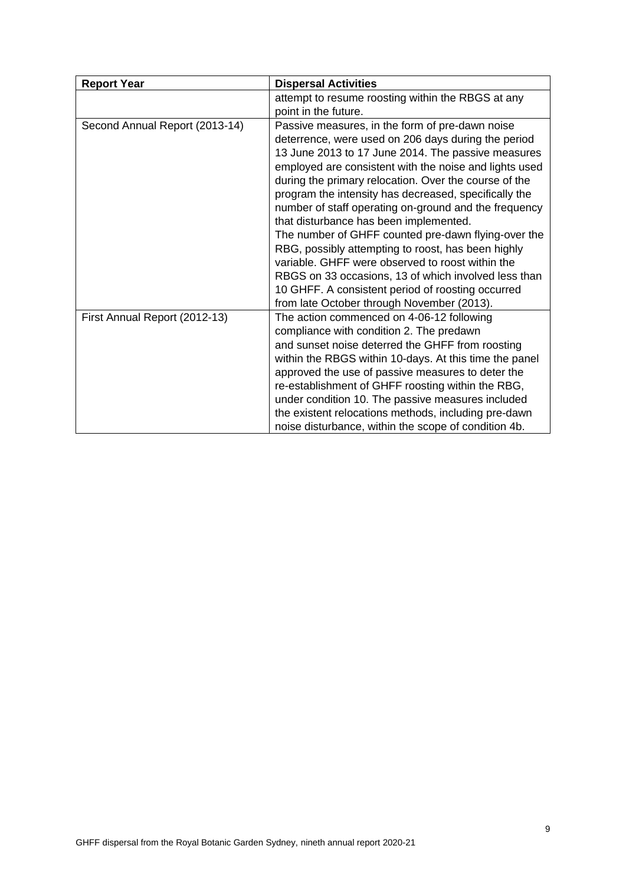| Report Year | Dispersal Activities |
| --- | --- |
| | attempt to resume roosting within the RBGS at any point in the future. |
| Second Annual Report (2013-14) | Passive measures, in the form of pre-dawn noise deterrence, were used on 206 days during the period 13 June 2013 to 17 June 2014. The passive measures employed are consistent with the noise and lights used during the primary relocation. Over the course of the program the intensity has decreased, specifically the number of staff operating on-ground and the frequency that disturbance has been implemented. The number of GHFF counted pre-dawn flying-over the RBG, possibly attempting to roost, has been highly variable. GHFF were observed to roost within the RBGS on 33 occasions, 13 of which involved less than 10 GHFF. A consistent period of roosting occurred from late October through November (2013). |
| First Annual Report (2012-13) | The action commenced on 4-06-12 following compliance with condition 2. The predawn and sunset noise deterred the GHFF from roosting within the RBGS within 10-days. At this time the panel approved the use of passive measures to deter the re-establishment of GHFF roosting within the RBG, under condition 10. The passive measures included the existent relocations methods, including pre-dawn noise disturbance, within the scope of condition 4b. |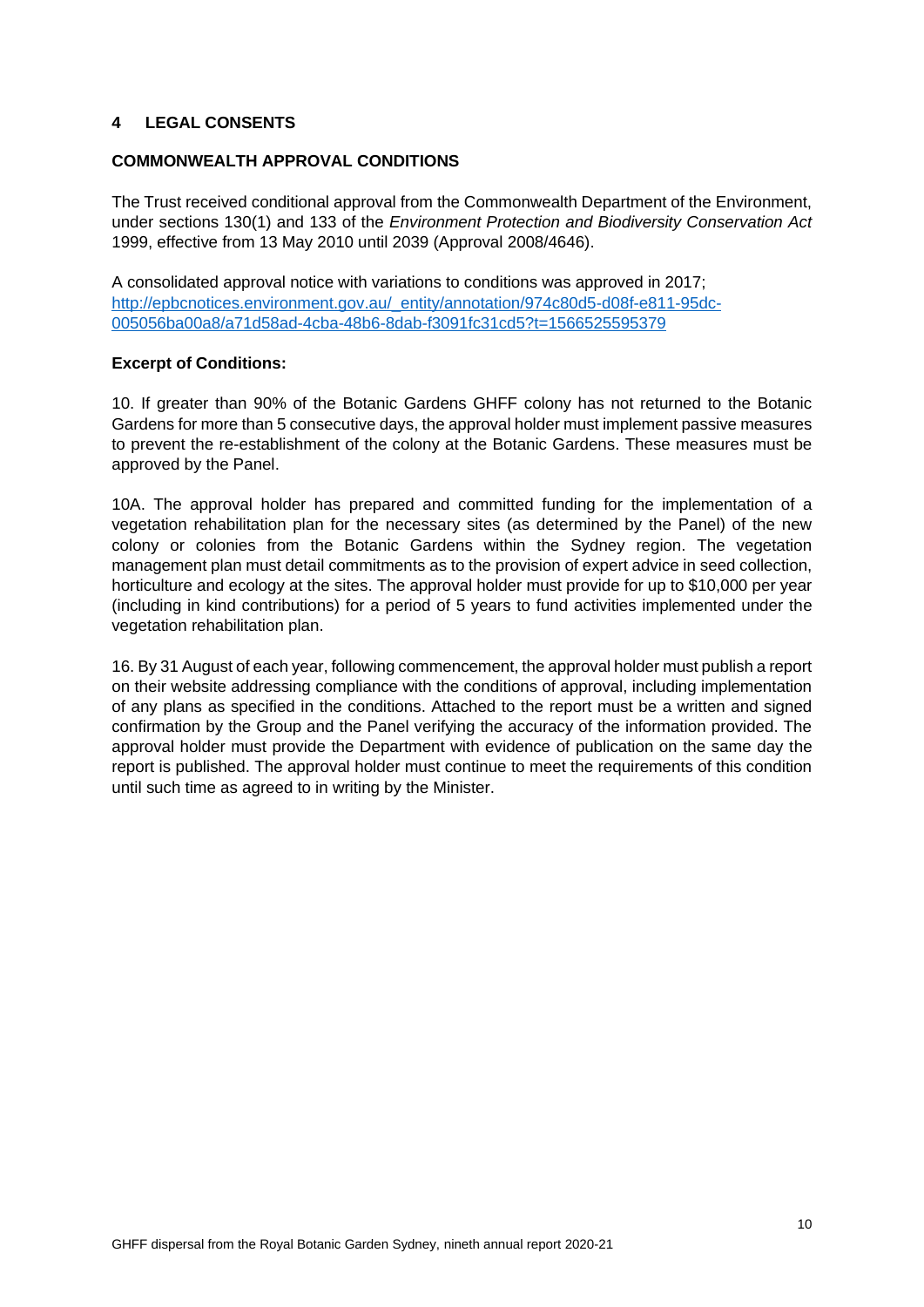## 4 LEGAL CONSENTS

### COMMONWEALTH APPROVAL CONDITIONS

The Trust received conditional approval from the Commonwealth Department of the Environment, under sections 130(1) and 133 of the *Environment Protection and Biodiversity Conservation Act* 1999, effective from 13 May 2010 until 2039 (Approval 2008/4646).

A consolidated approval notice with variations to conditions was approved in 2017; [http://epbcnotices.environment.gov.au/_entity/annotation/974c80d5-d08f-e811-95dc-005056ba00a8/a71d58ad-4cba-48b6-8dab-f3091fc31cd5?t=1566525595379](http://epbcnotices.environment.gov.au/_entity/annotation/974c80d5-d08f-e811-95dc-005056ba00a8/a71d58ad-4cba-48b6-8dab-f3091fc31cd5?t=1566525595379)

**Excerpt of Conditions:**

10. If greater than 90% of the Botanic Gardens GHFF colony has not returned to the Botanic Gardens for more than 5 consecutive days, the approval holder must implement passive measures to prevent the re-establishment of the colony at the Botanic Gardens. These measures must be approved by the Panel.

10A. The approval holder has prepared and committed funding for the implementation of a vegetation rehabilitation plan for the necessary sites (as determined by the Panel) of the new colony or colonies from the Botanic Gardens within the Sydney region. The vegetation management plan must detail commitments as to the provision of expert advice in seed collection, horticulture and ecology at the sites. The approval holder must provide for up to $10,000 per year (including in kind contributions) for a period of 5 years to fund activities implemented under the vegetation rehabilitation plan.

16. By 31 August of each year, following commencement, the approval holder must publish a report on their website addressing compliance with the conditions of approval, including implementation of any plans as specified in the conditions. Attached to the report must be a written and signed confirmation by the Group and the Panel verifying the accuracy of the information provided. The approval holder must provide the Department with evidence of publication on the same day the report is published. The approval holder must continue to meet the requirements of this condition until such time as agreed to in writing by the Minister.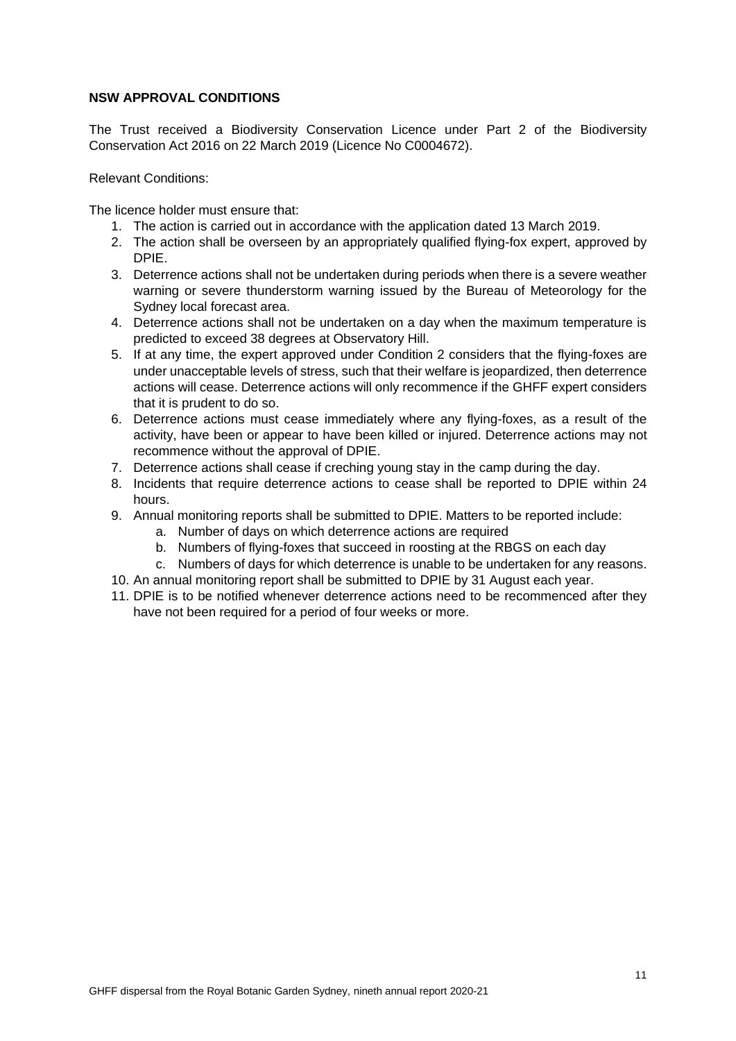**NSW APPROVAL CONDITIONS**

The Trust received a Biodiversity Conservation Licence under Part 2 of the Biodiversity Conservation Act 2016 on 22 March 2019 (Licence No C0004672).

Relevant Conditions:

The licence holder must ensure that:

1. The action is carried out in accordance with the application dated 13 March 2019.
2. The action shall be overseen by an appropriately qualified flying-fox expert, approved by DPIE.
3. Deterrence actions shall not be undertaken during periods when there is a severe weather warning or severe thunderstorm warning issued by the Bureau of Meteorology for the Sydney local forecast area.
4. Deterrence actions shall not be undertaken on a day when the maximum temperature is predicted to exceed 38 degrees at Observatory Hill.
5. If at any time, the expert approved under Condition 2 considers that the flying-foxes are under unacceptable levels of stress, such that their welfare is jeopardized, then deterrence actions will cease. Deterrence actions will only recommence if the GHFF expert considers that it is prudent to do so.
6. Deterrence actions must cease immediately where any flying-foxes, as a result of the activity, have been or appear to have been killed or injured. Deterrence actions may not recommence without the approval of DPIE.
7. Deterrence actions shall cease if creching young stay in the camp during the day.
8. Incidents that require deterrence actions to cease shall be reported to DPIE within 24 hours.
9. Annual monitoring reports shall be submitted to DPIE. Matters to be reported include:
   a. Number of days on which deterrence actions are required
   b. Numbers of flying-foxes that succeed in roosting at the RBGS on each day
   c. Numbers of days for which deterrence is unable to be undertaken for any reasons.
10. An annual monitoring report shall be submitted to DPIE by 31 August each year.
11. DPIE is to be notified whenever deterrence actions need to be recommenced after they have not been required for a period of four weeks or more.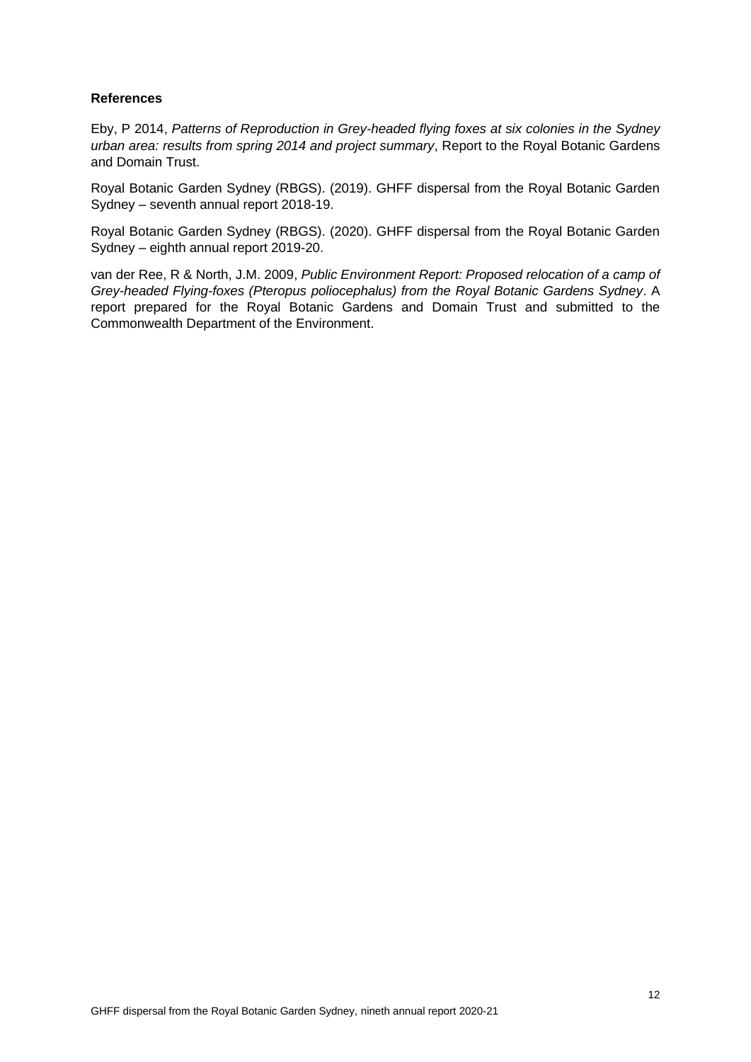**References**

Eby, P 2014, *Patterns of Reproduction in Grey-headed flying foxes at six colonies in the Sydney urban area: results from spring 2014 and project summary*, Report to the Royal Botanic Gardens and Domain Trust.

Royal Botanic Garden Sydney (RBGS). (2019). GHFF dispersal from the Royal Botanic Garden Sydney – seventh annual report 2018-19.

Royal Botanic Garden Sydney (RBGS). (2020). GHFF dispersal from the Royal Botanic Garden Sydney – eighth annual report 2019-20.

van der Ree, R & North, J.M. 2009, *Public Environment Report: Proposed relocation of a camp of Grey-headed Flying-foxes (Pteropus poliocephalus) from the Royal Botanic Gardens Sydney*. A report prepared for the Royal Botanic Gardens and Domain Trust and submitted to the Commonwealth Department of the Environment.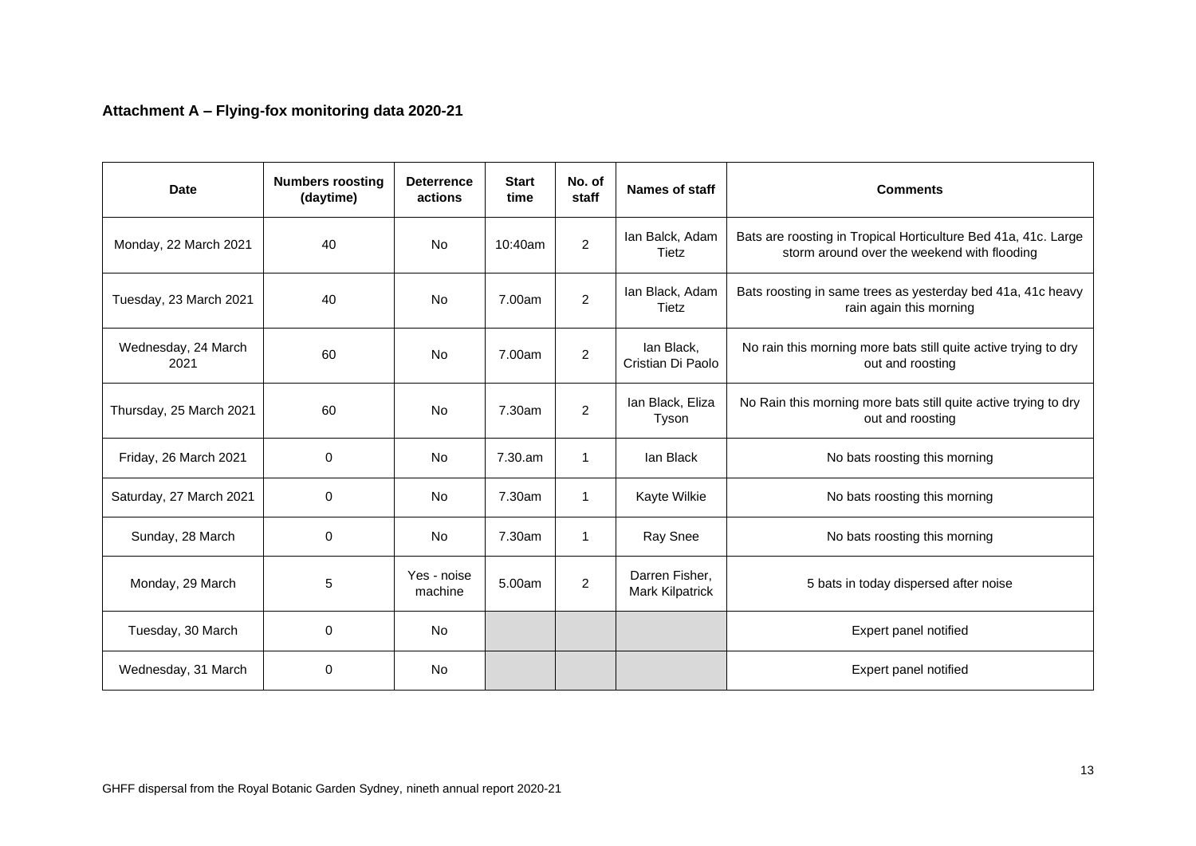**Attachment A – Flying-fox monitoring data 2020-21**

| Date | Numbers roosting (daytime) | Deterrence actions | Start time | No. of staff | Names of staff | Comments |
|---|---|---|---|---|---|---|
| Monday, 22 March 2021 | 40 | No | 10:40am | 2 | Ian Balck, Adam Tietz | Bats are roosting in Tropical Horticulture Bed 41a, 41c. Large storm around over the weekend with flooding |
| Tuesday, 23 March 2021 | 40 | No | 7.00am | 2 | Ian Black, Adam Tietz | Bats roosting in same trees as yesterday bed 41a, 41c heavy rain again this morning |
| Wednesday, 24 March 2021 | 60 | No | 7.00am | 2 | Ian Black, Cristian Di Paolo | No rain this morning more bats still quite active trying to dry out and roosting |
| Thursday, 25 March 2021 | 60 | No | 7.30am | 2 | Ian Black, Eliza Tyson | No Rain this morning more bats still quite active trying to dry out and roosting |
| Friday, 26 March 2021 | 0 | No | 7.30.am | 1 | Ian Black | No bats roosting this morning |
| Saturday, 27 March 2021 | 0 | No | 7.30am | 1 | Kayte Wilkie | No bats roosting this morning |
| Sunday, 28 March | 0 | No | 7.30am | 1 | Ray Snee | No bats roosting this morning |
| Monday, 29 March | 5 | Yes - noise machine | 5.00am | 2 | Darren Fisher, Mark Kilpatrick | 5 bats in today dispersed after noise |
| Tuesday, 30 March | 0 | No | | | | Expert panel notified |
| Wednesday, 31 March | 0 | No | | | | Expert panel notified |